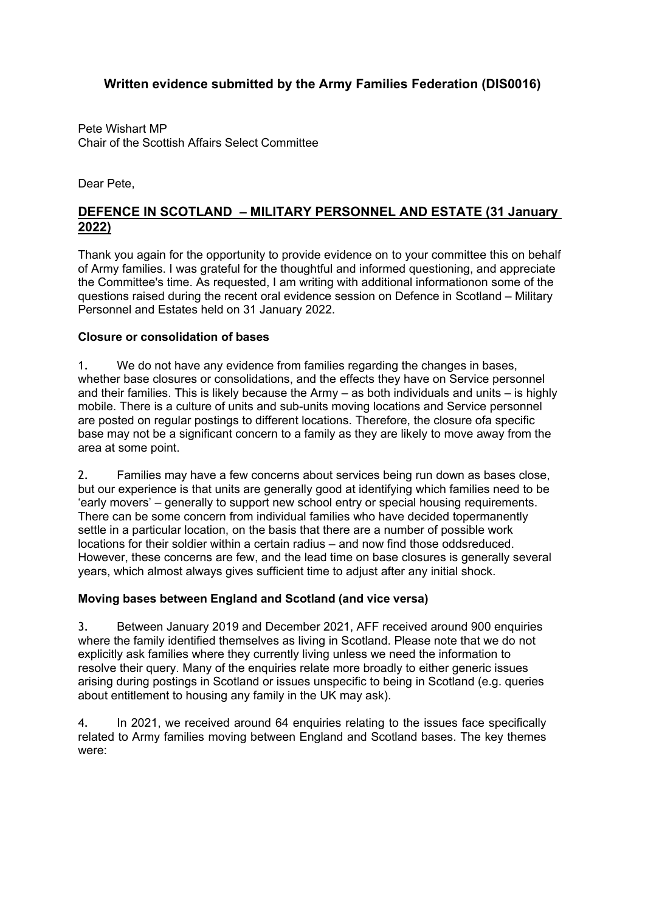**Written evidence submitted by the Army Families Federation (DIS0016)**

Pete Wishart MP
Chair of the Scottish Affairs Select Committee

Dear Pete,

## DEFENCE IN SCOTLAND – MILITARY PERSONNEL AND ESTATE (31 January 2022)

Thank you again for the opportunity to provide evidence on to your committee this on behalf of Army families. I was grateful for the thoughtful and informed questioning, and appreciate the Committee's time. As requested, I am writing with additional informationon some of the questions raised during the recent oral evidence session on Defence in Scotland – Military Personnel and Estates held on 31 January 2022.

**Closure or consolidation of bases**

1. We do not have any evidence from families regarding the changes in bases, whether base closures or consolidations, and the effects they have on Service personnel and their families. This is likely because the Army – as both individuals and units – is highly mobile. There is a culture of units and sub-units moving locations and Service personnel are posted on regular postings to different locations. Therefore, the closure ofa specific base may not be a significant concern to a family as they are likely to move away from the area at some point.

2. Families may have a few concerns about services being run down as bases close, but our experience is that units are generally good at identifying which families need to be 'early movers' – generally to support new school entry or special housing requirements. There can be some concern from individual families who have decided topermanently settle in a particular location, on the basis that there are a number of possible work locations for their soldier within a certain radius – and now find those oddsreduced. However, these concerns are few, and the lead time on base closures is generally several years, which almost always gives sufficient time to adjust after any initial shock.

**Moving bases between England and Scotland (and vice versa)**

3. Between January 2019 and December 2021, AFF received around 900 enquiries where the family identified themselves as living in Scotland. Please note that we do not explicitly ask families where they currently living unless we need the information to resolve their query. Many of the enquiries relate more broadly to either generic issues arising during postings in Scotland or issues unspecific to being in Scotland (e.g. queries about entitlement to housing any family in the UK may ask).

4. In 2021, we received around 64 enquiries relating to the issues face specifically related to Army families moving between England and Scotland bases. The key themes were: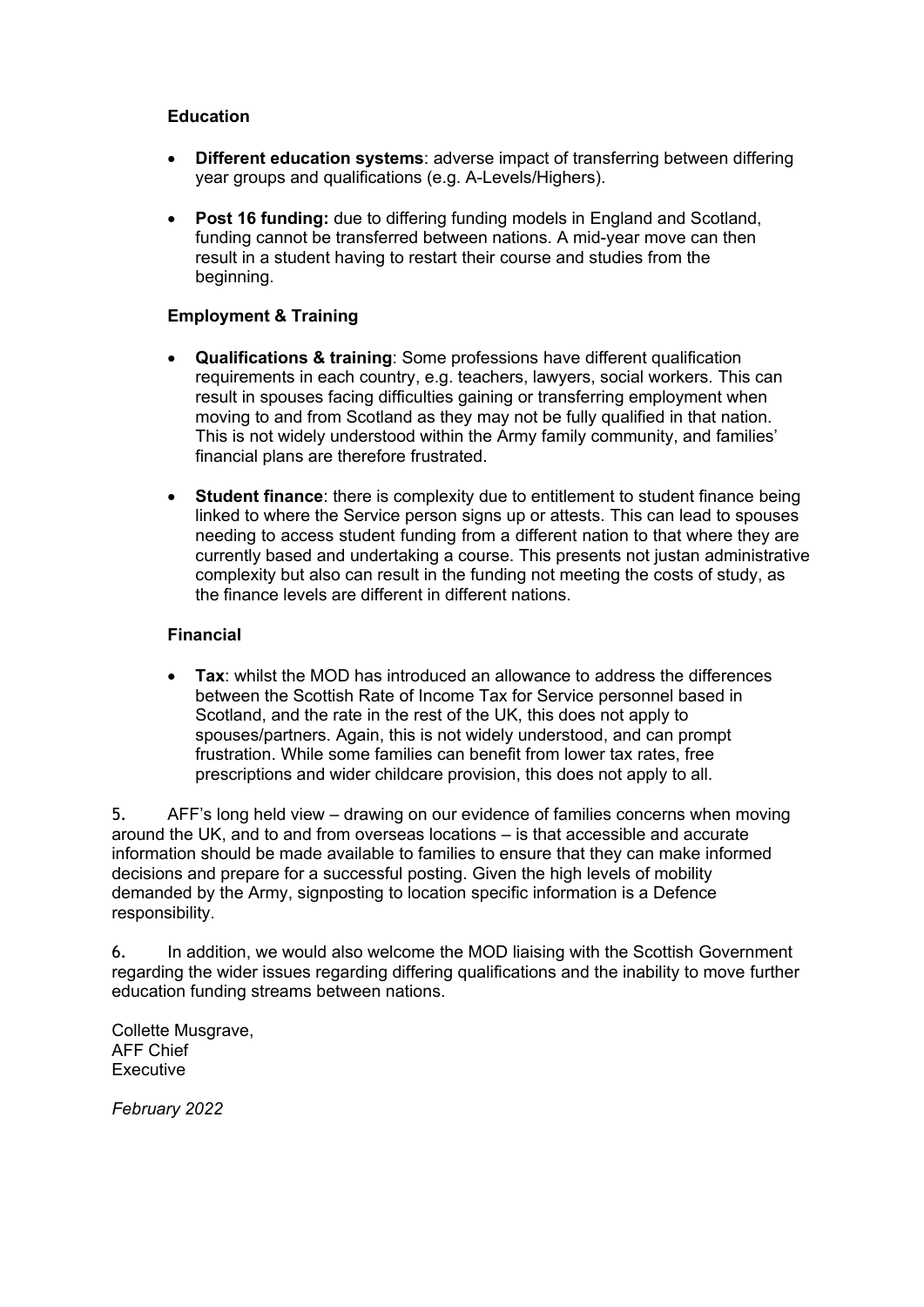**Education**

- **Different education systems**: adverse impact of transferring between differing year groups and qualifications (e.g. A-Levels/Highers).

- **Post 16 funding:** due to differing funding models in England and Scotland, funding cannot be transferred between nations. A mid-year move can then result in a student having to restart their course and studies from the beginning.

**Employment & Training**

- **Qualifications & training**: Some professions have different qualification requirements in each country, e.g. teachers, lawyers, social workers. This can result in spouses facing difficulties gaining or transferring employment when moving to and from Scotland as they may not be fully qualified in that nation. This is not widely understood within the Army family community, and families' financial plans are therefore frustrated.

- **Student finance**: there is complexity due to entitlement to student finance being linked to where the Service person signs up or attests. This can lead to spouses needing to access student funding from a different nation to that where they are currently based and undertaking a course. This presents not justan administrative complexity but also can result in the funding not meeting the costs of study, as the finance levels are different in different nations.

**Financial**

- **Tax**: whilst the MOD has introduced an allowance to address the differences between the Scottish Rate of Income Tax for Service personnel based in Scotland, and the rate in the rest of the UK, this does not apply to spouses/partners. Again, this is not widely understood, and can prompt frustration. While some families can benefit from lower tax rates, free prescriptions and wider childcare provision, this does not apply to all.

5. AFF's long held view – drawing on our evidence of families concerns when moving around the UK, and to and from overseas locations – is that accessible and accurate information should be made available to families to ensure that they can make informed decisions and prepare for a successful posting. Given the high levels of mobility demanded by the Army, signposting to location specific information is a Defence responsibility.

6. In addition, we would also welcome the MOD liaising with the Scottish Government regarding the wider issues regarding differing qualifications and the inability to move further education funding streams between nations.

Collette Musgrave,
AFF Chief
Executive

*February 2022*